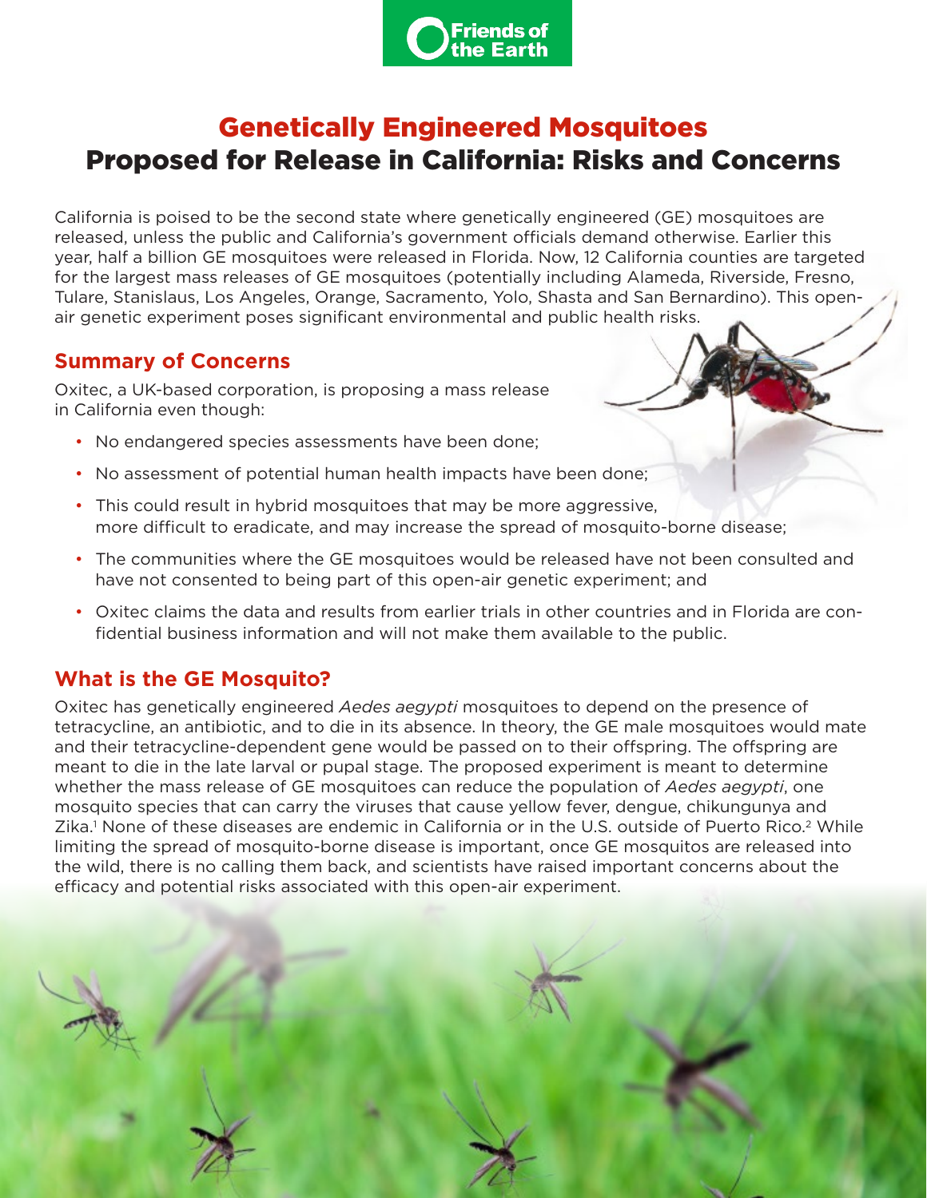Friends of the Earth

# Genetically Engineered Mosquitoes Proposed for Release in California: Risks and Concerns

California is poised to be the second state where genetically engineered (GE) mosquitoes are released, unless the public and California's government officials demand otherwise. Earlier this year, half a billion GE mosquitoes were released in Florida. Now, 12 California counties are targeted for the largest mass releases of GE mosquitoes (potentially including Alameda, Riverside, Fresno, Tulare, Stanislaus, Los Angeles, Orange, Sacramento, Yolo, Shasta and San Bernardino). This open-air genetic experiment poses significant environmental and public health risks.

## Summary of Concerns

Oxitec, a UK-based corporation, is proposing a mass release in California even though:

- No endangered species assessments have been done;
- No assessment of potential human health impacts have been done;
- This could result in hybrid mosquitoes that may be more aggressive, more difficult to eradicate, and may increase the spread of mosquito-borne disease;
- The communities where the GE mosquitoes would be released have not been consulted and have not consented to being part of this open-air genetic experiment; and
- Oxitec claims the data and results from earlier trials in other countries and in Florida are confidential business information and will not make them available to the public.

## What is the GE Mosquito?

Oxitec has genetically engineered *Aedes aegypti* mosquitoes to depend on the presence of tetracycline, an antibiotic, and to die in its absence. In theory, the GE male mosquitoes would mate and their tetracycline-dependent gene would be passed on to their offspring. The offspring are meant to die in the late larval or pupal stage. The proposed experiment is meant to determine whether the mass release of GE mosquitoes can reduce the population of *Aedes aegypti*, one mosquito species that can carry the viruses that cause yellow fever, dengue, chikungunya and Zika.[1] None of these diseases are endemic in California or in the U.S. outside of Puerto Rico.[2] While limiting the spread of mosquito-borne disease is important, once GE mosquitos are released into the wild, there is no calling them back, and scientists have raised important concerns about the efficacy and potential risks associated with this open-air experiment.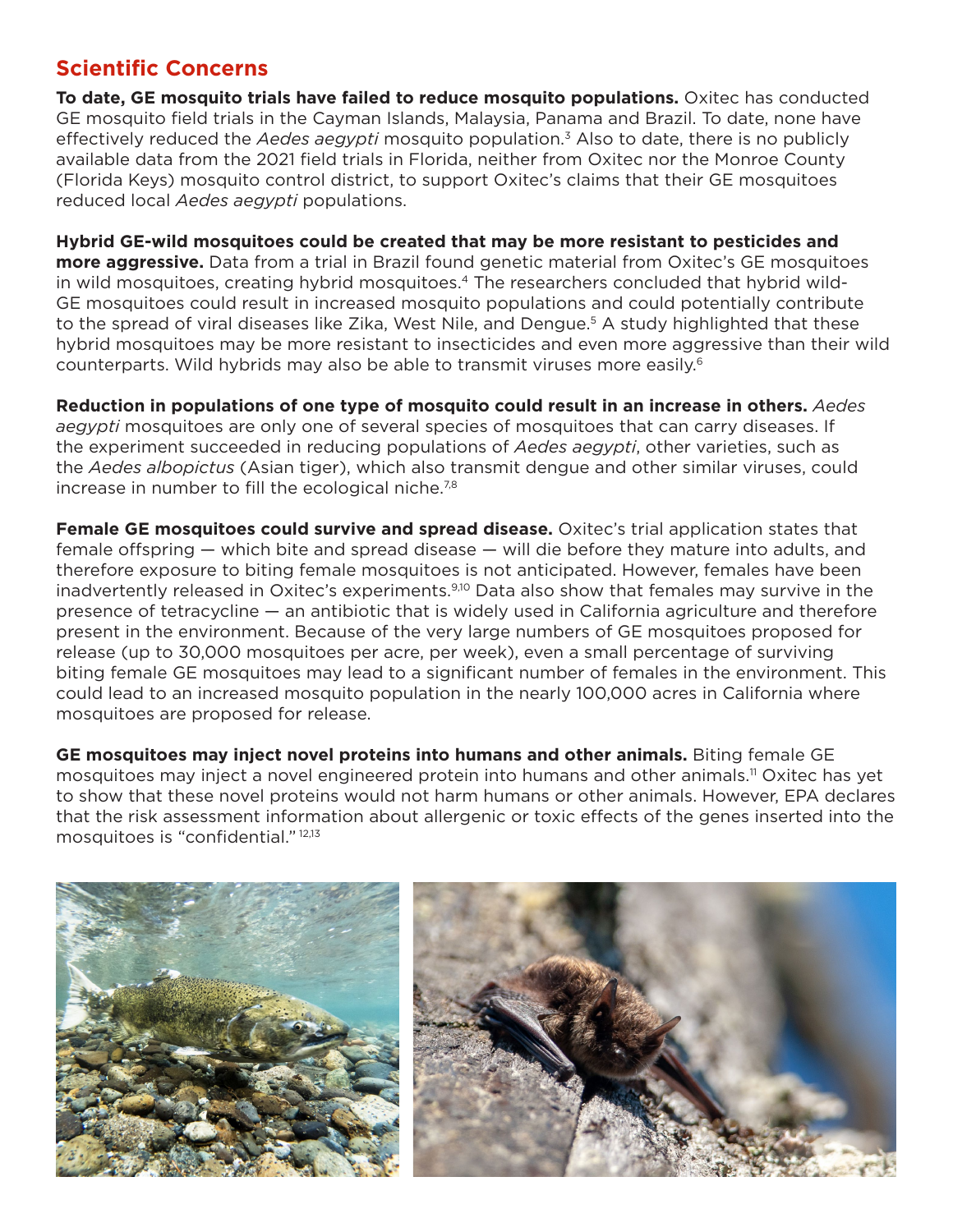## Scientific Concerns

**To date, GE mosquito trials have failed to reduce mosquito populations.** Oxitec has conducted GE mosquito field trials in the Cayman Islands, Malaysia, Panama and Brazil. To date, none have effectively reduced the *Aedes aegypti* mosquito population.[3] Also to date, there is no publicly available data from the 2021 field trials in Florida, neither from Oxitec nor the Monroe County (Florida Keys) mosquito control district, to support Oxitec's claims that their GE mosquitoes reduced local *Aedes aegypti* populations.

**Hybrid GE-wild mosquitoes could be created that may be more resistant to pesticides and more aggressive.** Data from a trial in Brazil found genetic material from Oxitec's GE mosquitoes in wild mosquitoes, creating hybrid mosquitoes.[4] The researchers concluded that hybrid wild-GE mosquitoes could result in increased mosquito populations and could potentially contribute to the spread of viral diseases like Zika, West Nile, and Dengue.[5] A study highlighted that these hybrid mosquitoes may be more resistant to insecticides and even more aggressive than their wild counterparts. Wild hybrids may also be able to transmit viruses more easily.[6]

**Reduction in populations of one type of mosquito could result in an increase in others.** *Aedes aegypti* mosquitoes are only one of several species of mosquitoes that can carry diseases. If the experiment succeeded in reducing populations of *Aedes aegypti*, other varieties, such as the *Aedes albopictus* (Asian tiger), which also transmit dengue and other similar viruses, could increase in number to fill the ecological niche.[7,8]

**Female GE mosquitoes could survive and spread disease.** Oxitec's trial application states that female offspring — which bite and spread disease — will die before they mature into adults, and therefore exposure to biting female mosquitoes is not anticipated. However, females have been inadvertently released in Oxitec's experiments.[9,10] Data also show that females may survive in the presence of tetracycline — an antibiotic that is widely used in California agriculture and therefore present in the environment. Because of the very large numbers of GE mosquitoes proposed for release (up to 30,000 mosquitoes per acre, per week), even a small percentage of surviving biting female GE mosquitoes may lead to a significant number of females in the environment. This could lead to an increased mosquito population in the nearly 100,000 acres in California where mosquitoes are proposed for release.

**GE mosquitoes may inject novel proteins into humans and other animals.** Biting female GE mosquitoes may inject a novel engineered protein into humans and other animals.[11] Oxitec has yet to show that these novel proteins would not harm humans or other animals. However, EPA declares that the risk assessment information about allergenic or toxic effects of the genes inserted into the mosquitoes is "confidential."[12,13]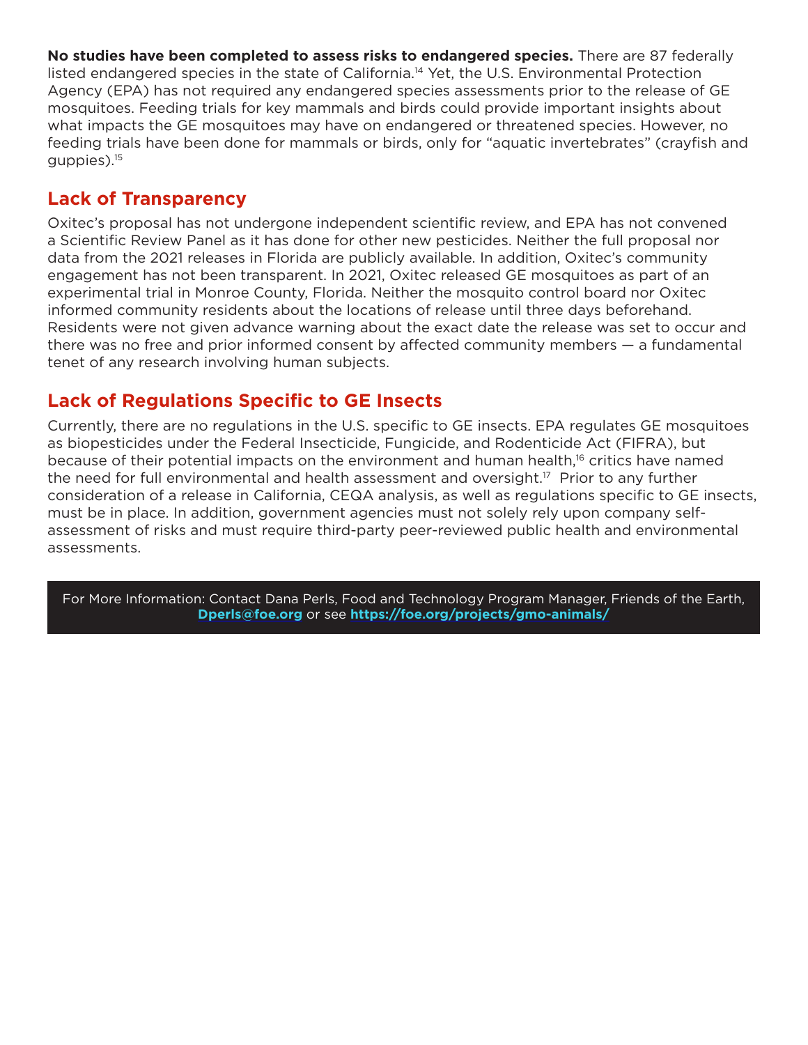**No studies have been completed to assess risks to endangered species.** There are 87 federally listed endangered species in the state of California.[14] Yet, the U.S. Environmental Protection Agency (EPA) has not required any endangered species assessments prior to the release of GE mosquitoes. Feeding trials for key mammals and birds could provide important insights about what impacts the GE mosquitoes may have on endangered or threatened species. However, no feeding trials have been done for mammals or birds, only for "aquatic invertebrates" (crayfish and guppies).[15]

## Lack of Transparency

Oxitec's proposal has not undergone independent scientific review, and EPA has not convened a Scientific Review Panel as it has done for other new pesticides. Neither the full proposal nor data from the 2021 releases in Florida are publicly available. In addition, Oxitec's community engagement has not been transparent. In 2021, Oxitec released GE mosquitoes as part of an experimental trial in Monroe County, Florida. Neither the mosquito control board nor Oxitec informed community residents about the locations of release until three days beforehand. Residents were not given advance warning about the exact date the release was set to occur and there was no free and prior informed consent by affected community members — a fundamental tenet of any research involving human subjects.

## Lack of Regulations Specific to GE Insects

Currently, there are no regulations in the U.S. specific to GE insects. EPA regulates GE mosquitoes as biopesticides under the Federal Insecticide, Fungicide, and Rodenticide Act (FIFRA), but because of their potential impacts on the environment and human health,[16] critics have named the need for full environmental and health assessment and oversight.[17] Prior to any further consideration of a release in California, CEQA analysis, as well as regulations specific to GE insects, must be in place. In addition, government agencies must not solely rely upon company self-assessment of risks and must require third-party peer-reviewed public health and environmental assessments.

For More Information: Contact Dana Perls, Food and Technology Program Manager, Friends of the Earth, **Dperls@foe.org** or see **https://foe.org/projects/gmo-animals/**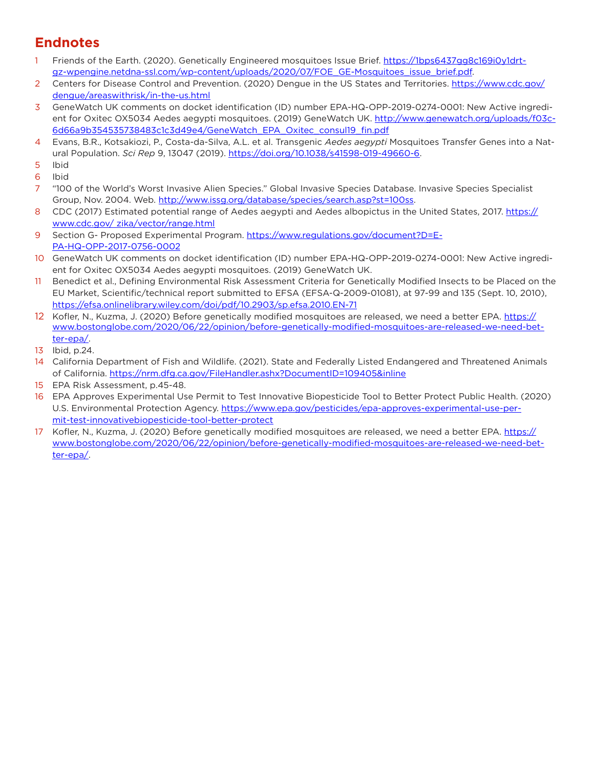## Endnotes

1. Friends of the Earth. (2020). Genetically Engineered mosquitoes Issue Brief. https://1bps6437gg8c169i0y1drt-gz-wpengine.netdna-ssl.com/wp-content/uploads/2020/07/FOE_GE-Mosquitoes_issue_brief.pdf.
2. Centers for Disease Control and Prevention. (2020) Dengue in the US States and Territories. https://www.cdc.gov/dengue/areaswithrisk/in-the-us.html
3. GeneWatch UK comments on docket identification (ID) number EPA-HQ-OPP-2019-0274-0001: New Active ingredient for Oxitec OX5034 Aedes aegypti mosquitoes. (2019) GeneWatch UK. http://www.genewatch.org/uploads/f03c6d66a9b354535738483c1c3d49e4/GeneWatch_EPA_Oxitec_consul19_fin.pdf
4. Evans, B.R., Kotsakiozi, P., Costa-da-Silva, A.L. et al. Transgenic *Aedes aegypti* Mosquitoes Transfer Genes into a Natural Population. *Sci Rep* 9, 13047 (2019). https://doi.org/10.1038/s41598-019-49660-6.
5. Ibid
6. Ibid
7. "100 of the World's Worst Invasive Alien Species." Global Invasive Species Database. Invasive Species Specialist Group, Nov. 2004. Web. http://www.issg.org/database/species/search.asp?st=100ss.
8. CDC (2017) Estimated potential range of Aedes aegypti and Aedes albopictus in the United States, 2017. https://www.cdc.gov/ zika/vector/range.html
9. Section G- Proposed Experimental Program. https://www.regulations.gov/document?D=EPA-HQ-OPP-2017-0756-0002
10. GeneWatch UK comments on docket identification (ID) number EPA-HQ-OPP-2019-0274-0001: New Active ingredient for Oxitec OX5034 Aedes aegypti mosquitoes. (2019) GeneWatch UK.
11. Benedict et al., Defining Environmental Risk Assessment Criteria for Genetically Modified Insects to be Placed on the EU Market, Scientific/technical report submitted to EFSA (EFSA-Q-2009-01081), at 97-99 and 135 (Sept. 10, 2010), https://efsa.onlinelibrary.wiley.com/doi/pdf/10.2903/sp.efsa.2010.EN-71
12. Kofler, N., Kuzma, J. (2020) Before genetically modified mosquitoes are released, we need a better EPA. https://www.bostonglobe.com/2020/06/22/opinion/before-genetically-modified-mosquitoes-are-released-we-need-better-epa/.
13. Ibid, p.24.
14. California Department of Fish and Wildlife. (2021). State and Federally Listed Endangered and Threatened Animals of California. https://nrm.dfg.ca.gov/FileHandler.ashx?DocumentID=109405&inline
15. EPA Risk Assessment, p.45-48.
16. EPA Approves Experimental Use Permit to Test Innovative Biopesticide Tool to Better Protect Public Health. (2020) U.S. Environmental Protection Agency. https://www.epa.gov/pesticides/epa-approves-experimental-use-permit-test-innovativebiopesticide-tool-better-protect
17. Kofler, N., Kuzma, J. (2020) Before genetically modified mosquitoes are released, we need a better EPA. https://www.bostonglobe.com/2020/06/22/opinion/before-genetically-modified-mosquitoes-are-released-we-need-better-epa/.